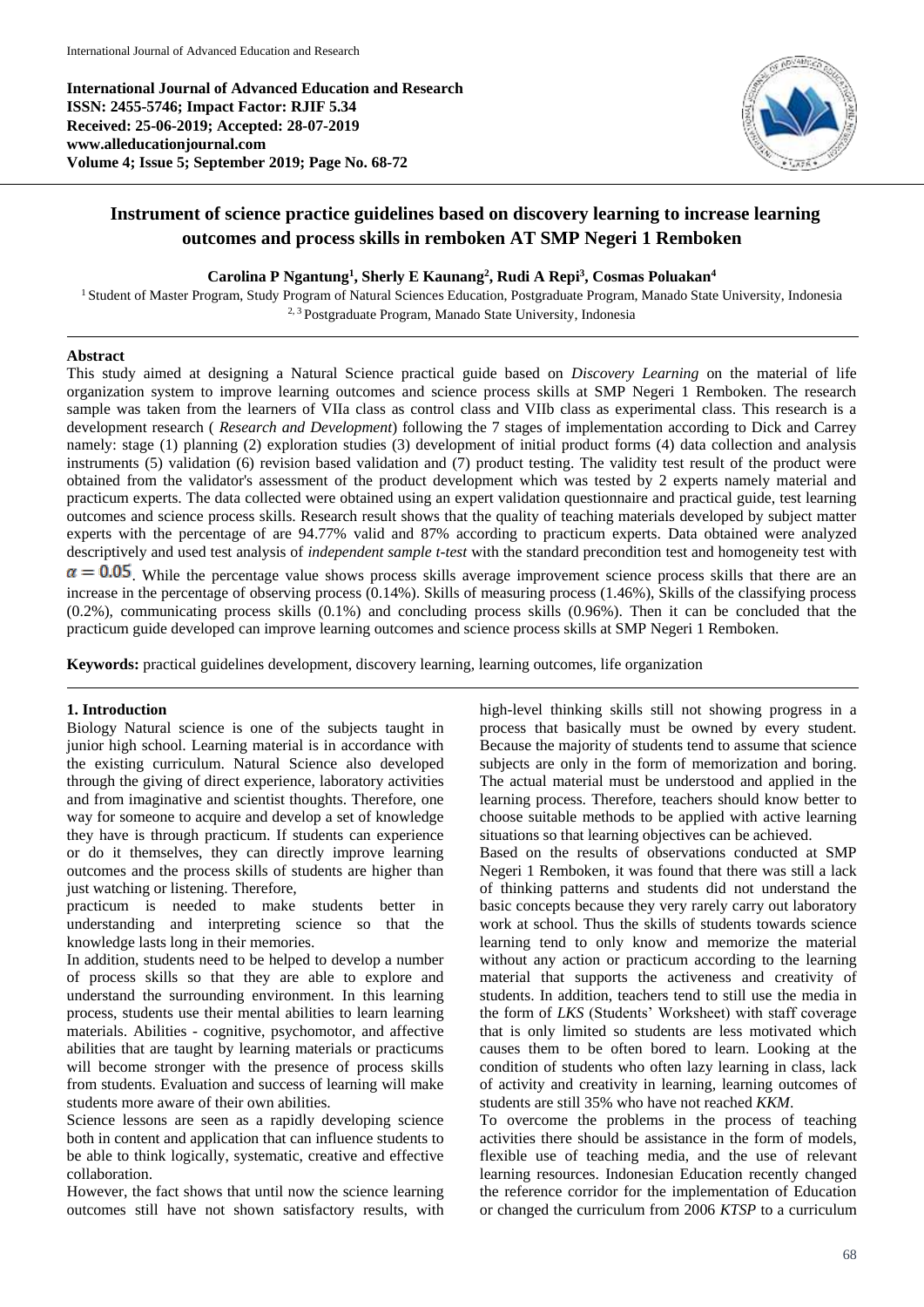International Journal of Advanced Education and Research
ISSN: 2455-5746; Impact Factor: RJIF 5.34
Received: 25-06-2019; Accepted: 28-07-2019
www.alleducationjournal.com
Volume 4; Issue 5; September 2019; Page No. 68-72

# Instrument of science practice guidelines based on discovery learning to increase learning outcomes and process skills in remboken AT SMP Negeri 1 Remboken

**Carolina P Ngantung[1], Sherly E Kaunang[2], Rudi A Repi[3], Cosmas Poluakan[4]**

[1] Student of Master Program, Study Program of Natural Sciences Education, Postgraduate Program, Manado State University, Indonesia
[2, 3] Postgraduate Program, Manado State University, Indonesia

**Abstract**

This study aimed at designing a Natural Science practical guide based on *Discovery Learning* on the material of life organization system to improve learning outcomes and science process skills at SMP Negeri 1 Remboken. The research sample was taken from the learners of VIIa class as control class and VIIb class as experimental class. This research is a development research ( *Research and Development*) following the 7 stages of implementation according to Dick and Carrey namely: stage (1) planning (2) exploration studies (3) development of initial product forms (4) data collection and analysis instruments (5) validation (6) revision based validation and (7) product testing. The validity test result of the product were obtained from the validator's assessment of the product development which was tested by 2 experts namely material and practicum experts. The data collected were obtained using an expert validation questionnaire and practical guide, test learning outcomes and science process skills. Research result shows that the quality of teaching materials developed by subject matter experts with the percentage of are 94.77% valid and 87% according to practicum experts. Data obtained were analyzed descriptively and used test analysis of *independent sample t-test* with the standard precondition test and homogeneity test with $\alpha = 0.05$. While the percentage value shows process skills average improvement science process skills that there are an increase in the percentage of observing process (0.14%). Skills of measuring process (1.46%), Skills of the classifying process (0.2%), communicating process skills (0.1%) and concluding process skills (0.96%). Then it can be concluded that the practicum guide developed can improve learning outcomes and science process skills at SMP Negeri 1 Remboken.

**Keywords:** practical guidelines development, discovery learning, learning outcomes, life organization

## 1. Introduction

Biology Natural science is one of the subjects taught in junior high school. Learning material is in accordance with the existing curriculum. Natural Science also developed through the giving of direct experience, laboratory activities and from imaginative and scientist thoughts. Therefore, one way for someone to acquire and develop a set of knowledge they have is through practicum. If students can experience or do it themselves, they can directly improve learning outcomes and the process skills of students are higher than just watching or listening. Therefore,

practicum is needed to make students better in understanding and interpreting science so that the knowledge lasts long in their memories.

In addition, students need to be helped to develop a number of process skills so that they are able to explore and understand the surrounding environment. In this learning process, students use their mental abilities to learn learning materials. Abilities - cognitive, psychomotor, and affective abilities that are taught by learning materials or practicums will become stronger with the presence of process skills from students. Evaluation and success of learning will make students more aware of their own abilities.

Science lessons are seen as a rapidly developing science both in content and application that can influence students to be able to think logically, systematic, creative and effective collaboration.

However, the fact shows that until now the science learning outcomes still have not shown satisfactory results, with high-level thinking skills still not showing progress in a process that basically must be owned by every student. Because the majority of students tend to assume that science subjects are only in the form of memorization and boring. The actual material must be understood and applied in the learning process. Therefore, teachers should know better to choose suitable methods to be applied with active learning situations so that learning objectives can be achieved.

Based on the results of observations conducted at SMP Negeri 1 Remboken, it was found that there was still a lack of thinking patterns and students did not understand the basic concepts because they very rarely carry out laboratory work at school. Thus the skills of students towards science learning tend to only know and memorize the material without any action or practicum according to the learning material that supports the activeness and creativity of students. In addition, teachers tend to still use the media in the form of *LKS* (Students' Worksheet) with staff coverage that is only limited so students are less motivated which causes them to be often bored to learn. Looking at the condition of students who often lazy learning in class, lack of activity and creativity in learning, learning outcomes of students are still 35% who have not reached *KKM*.

To overcome the problems in the process of teaching activities there should be assistance in the form of models, flexible use of teaching media, and the use of relevant learning resources. Indonesian Education recently changed the reference corridor for the implementation of Education or changed the curriculum from 2006 *KTSP* to a curriculum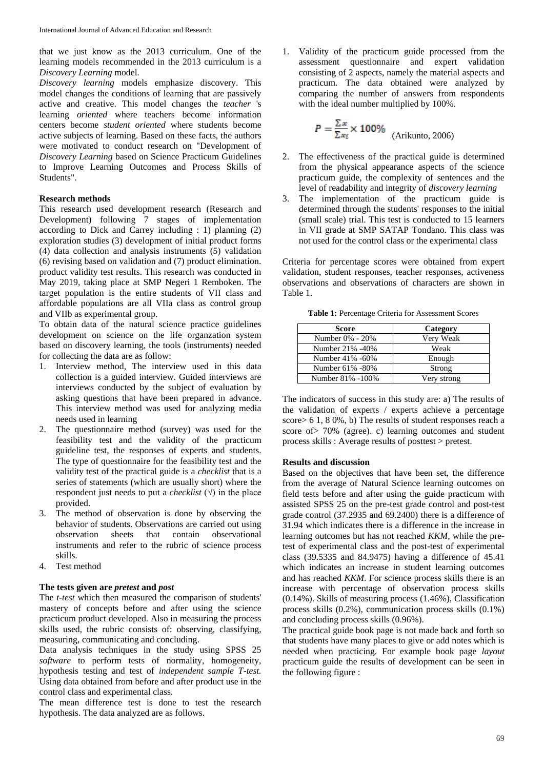that we just know as the 2013 curriculum. One of the learning models recommended in the 2013 curriculum is a *Discovery Learning* model.

*Discovery learning* models emphasize discovery. This model changes the conditions of learning that are passively active and creative. This model changes the *teacher* 's learning *oriented* where teachers become information centers become *student oriented* where students become active subjects of learning. Based on these facts, the authors were motivated to conduct research on "Development of *Discovery Learning* based on Science Practicum Guidelines to Improve Learning Outcomes and Process Skills of Students".

**Research methods**

This research used development research (Research and Development) following 7 stages of implementation according to Dick and Carrey including : 1) planning (2) exploration studies (3) development of initial product forms (4) data collection and analysis instruments (5) validation (6) revising based on validation and (7) product elimination. product validity test results. This research was conducted in May 2019, taking place at SMP Negeri 1 Remboken. The target population is the entire students of VII class and affordable populations are all VIIa class as control group and VIIb as experimental group.

To obtain data of the natural science practice guidelines development on science on the life organzation system based on discovery learning, the tools (instruments) needed for collecting the data are as follow:

1. Interview method, The interview used in this data collection is a guided interview. Guided interviews are interviews conducted by the subject of evaluation by asking questions that have been prepared in advance. This interview method was used for analyzing media needs used in learning
2. The questionnaire method (survey) was used for the feasibility test and the validity of the practicum guideline test, the responses of experts and students. The type of questionnaire for the feasibility test and the validity test of the practical guide is a *checklist* that is a series of statements (which are usually short) where the respondent just needs to put a *checklist* (√) in the place provided.
3. The method of observation is done by observing the behavior of students. Observations are carried out using observation sheets that contain observational instruments and refer to the rubric of science process skills.
4. Test method

**The tests given are *pretest* and *post***

The *t-test* which then measured the comparison of students' mastery of concepts before and after using the science practicum product developed. Also in measuring the process skills used, the rubric consists of: observing, classifying, measuring, communicating and concluding.

Data analysis techniques in the study using SPSS 25 *software* to perform tests of normality, homogeneity, hypothesis testing and test of *independent sample T-test.* Using data obtained from before and after product use in the control class and experimental class.

The mean difference test is done to test the research hypothesis. The data analyzed are as follows.

1. Validity of the practicum guide processed from the assessment questionnaire and expert validation consisting of 2 aspects, namely the material aspects and practicum. The data obtained were analyzed by comparing the number of answers from respondents with the ideal number multiplied by 100%.

$$P = \frac{\sum x}{\sum x_i} \times 100\%$$ (Arikunto, 2006)

2. The effectiveness of the practical guide is determined from the physical appearance aspects of the science practicum guide, the complexity of sentences and the level of readability and integrity of *discovery learning*
3. The implementation of the practicum guide is determined through the students' responses to the initial (small scale) trial. This test is conducted to 15 learners in VII grade at SMP SATAP Tondano. This class was not used for the control class or the experimental class

Criteria for percentage scores were obtained from expert validation, student responses, teacher responses, activeness observations and observations of characters are shown in Table 1.

**Table 1:** Percentage Criteria for Assessment Scores

| Score | Category |
|---|---|
| Number 0% - 20% | Very Weak |
| Number 21% -40% | Weak |
| Number 41% -60% | Enough |
| Number 61% -80% | Strong |
| Number 81% -100% | Very strong |

The indicators of success in this study are: a) The results of the validation of experts / experts achieve a percentage score> 6 1, 8 0%, b) The results of student responses reach a score of> 70% (agree). c) learning outcomes and student process skills : Average results of posttest > pretest.

**Results and discussion**

Based on the objectives that have been set, the difference from the average of Natural Science learning outcomes on field tests before and after using the guide practicum with assisted SPSS 25 on the pre-test grade control and post-test grade control (37.2935 and 69.2400) there is a difference of 31.94 which indicates there is a difference in the increase in learning outcomes but has not reached *KKM*, while the pre-test of experimental class and the post-test of experimental class (39.5335 and 84.9475) having a difference of 45.41 which indicates an increase in student learning outcomes and has reached *KKM*. For science process skills there is an increase with percentage of observation process skills (0.14%). Skills of measuring process (1.46%), Classification process skills (0.2%), communication process skills (0.1%) and concluding process skills (0.96%).

The practical guide book page is not made back and forth so that students have many places to give or add notes which is needed when practicing. For example book page *layout* practicum guide the results of development can be seen in the following figure :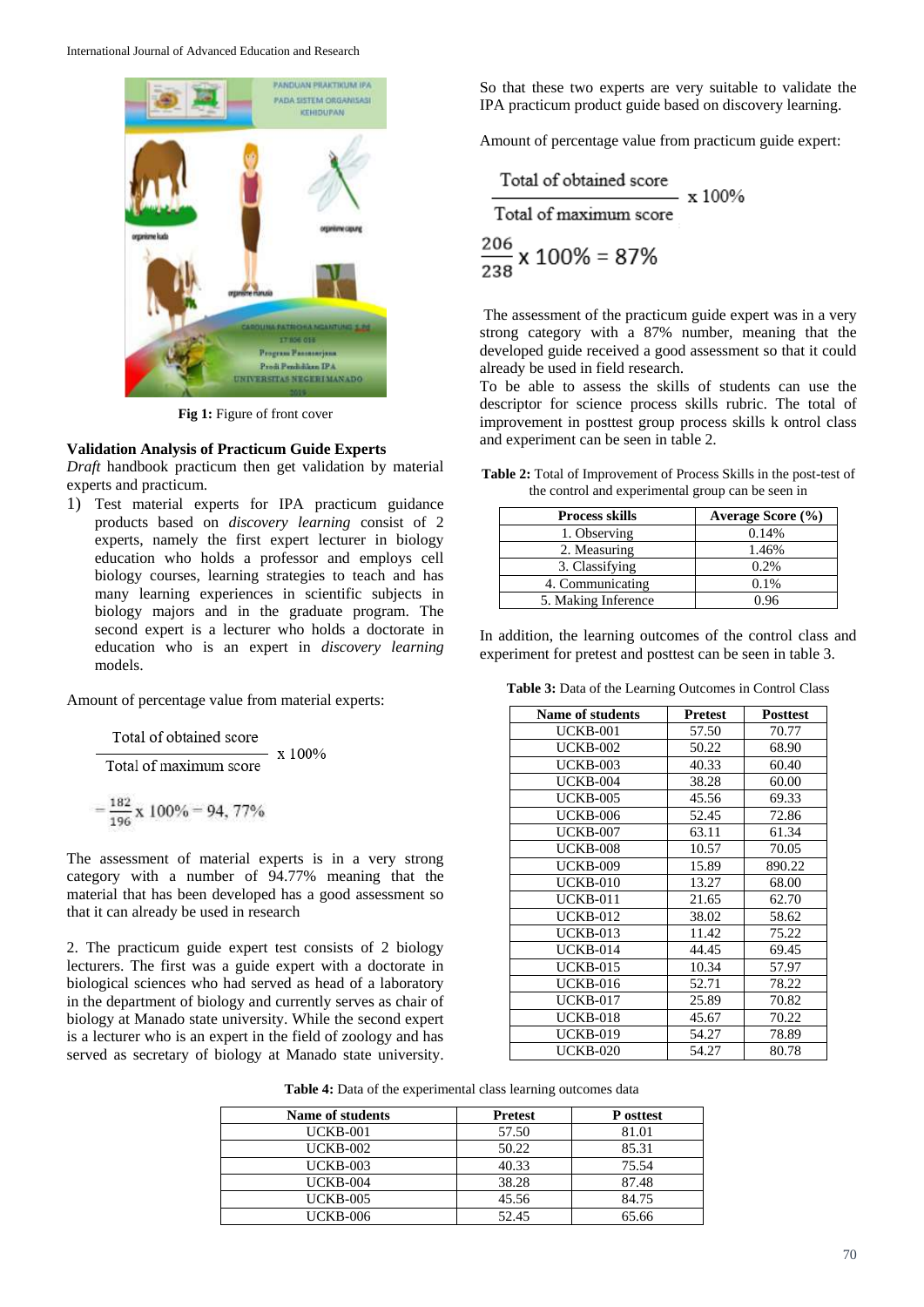Fig 1: Figure of front cover

**Validation Analysis of Practicum Guide Experts**

*Draft* handbook practicum then get validation by material experts and practicum.

1) Test material experts for IPA practicum guidance products based on *discovery learning* consist of 2 experts, namely the first expert lecturer in biology education who holds a professor and employs cell biology courses, learning strategies to teach and has many learning experiences in scientific subjects in biology majors and in the graduate program. The second expert is a lecturer who holds a doctorate in education who is an expert in *discovery learning* models.

Amount of percentage value from material experts:

$$\frac{\text{Total of obtained score}}{\text{Total of maximum score}} \times 100\%$$

$$= \frac{182}{196} \times 100\% = 94,77\%$$

The assessment of material experts is in a very strong category with a number of 94.77% meaning that the material that has been developed has a good assessment so that it can already be used in research

2. The practicum guide expert test consists of 2 biology lecturers. The first was a guide expert with a doctorate in biological sciences who had served as head of a laboratory in the department of biology and currently serves as chair of biology at Manado state university. While the second expert is a lecturer who is an expert in the field of zoology and has served as secretary of biology at Manado state university. So that these two experts are very suitable to validate the IPA practicum product guide based on discovery learning.

Amount of percentage value from practicum guide expert:

$$\frac{\text{Total of obtained score}}{\text{Total of maximum score}} \times 100\%$$

$$\frac{206}{238} \times 100\% = 87\%$$

The assessment of the practicum guide expert was in a very strong category with a 87% number, meaning that the developed guide received a good assessment so that it could already be used in field research.

To be able to assess the skills of students can use the descriptor for science process skills rubric. The total of improvement in posttest group process skills k ontrol class and experiment can be seen in table 2.

**Table 2:** Total of Improvement of Process Skills in the post-test of the control and experimental group can be seen in

| Process skills | Average Score (%) |
|---|---|
| 1. Observing | 0.14% |
| 2. Measuring | 1.46% |
| 3. Classifying | 0.2% |
| 4. Communicating | 0.1% |
| 5. Making Inference | 0.96 |

In addition, the learning outcomes of the control class and experiment for pretest and posttest can be seen in table 3.

**Table 3:** Data of the Learning Outcomes in Control Class

| Name of students | Pretest | Posttest |
|---|---|---|
| UCKB-001 | 57.50 | 70.77 |
| UCKB-002 | 50.22 | 68.90 |
| UCKB-003 | 40.33 | 60.40 |
| UCKB-004 | 38.28 | 60.00 |
| UCKB-005 | 45.56 | 69.33 |
| UCKB-006 | 52.45 | 72.86 |
| UCKB-007 | 63.11 | 61.34 |
| UCKB-008 | 10.57 | 70.05 |
| UCKB-009 | 15.89 | 890.22 |
| UCKB-010 | 13.27 | 68.00 |
| UCKB-011 | 21.65 | 62.70 |
| UCKB-012 | 38.02 | 58.62 |
| UCKB-013 | 11.42 | 75.22 |
| UCKB-014 | 44.45 | 69.45 |
| UCKB-015 | 10.34 | 57.97 |
| UCKB-016 | 52.71 | 78.22 |
| UCKB-017 | 25.89 | 70.82 |
| UCKB-018 | 45.67 | 70.22 |
| UCKB-019 | 54.27 | 78.89 |
| UCKB-020 | 54.27 | 80.78 |

**Table 4:** Data of the experimental class learning outcomes data

| Name of students | Pretest | P osttest |
|---|---|---|
| UCKB-001 | 57.50 | 81.01 |
| UCKB-002 | 50.22 | 85.31 |
| UCKB-003 | 40.33 | 75.54 |
| UCKB-004 | 38.28 | 87.48 |
| UCKB-005 | 45.56 | 84.75 |
| UCKB-006 | 52.45 | 65.66 |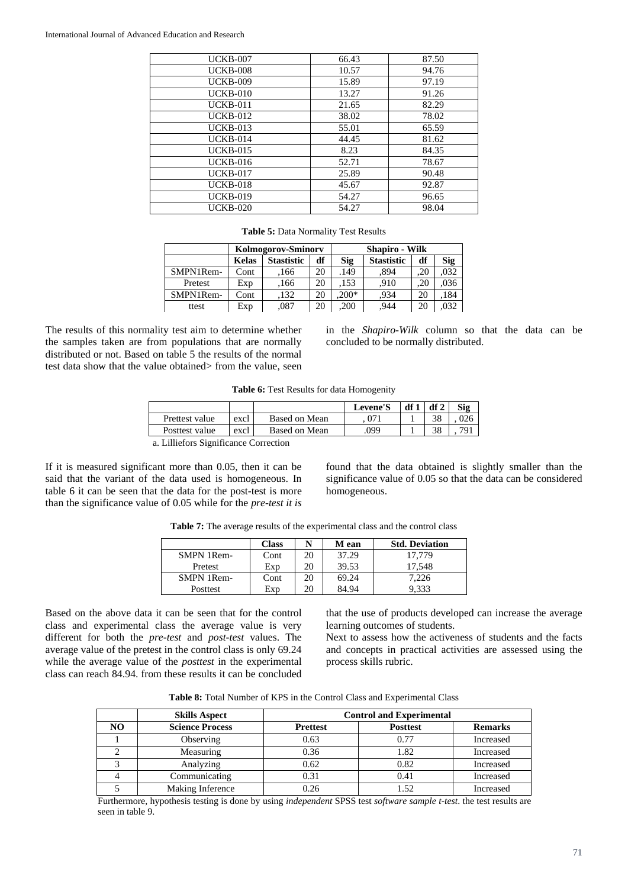| UCKB-007 | 66.43 | 87.50 |
|---|---|---|
| UCKB-008 | 10.57 | 94.76 |
| UCKB-009 | 15.89 | 97.19 |
| UCKB-010 | 13.27 | 91.26 |
| UCKB-011 | 21.65 | 82.29 |
| UCKB-012 | 38.02 | 78.02 |
| UCKB-013 | 55.01 | 65.59 |
| UCKB-014 | 44.45 | 81.62 |
| UCKB-015 | 8.23 | 84.35 |
| UCKB-016 | 52.71 | 78.67 |
| UCKB-017 | 25.89 | 90.48 |
| UCKB-018 | 45.67 | 92.87 |
| UCKB-019 | 54.27 | 96.65 |
| UCKB-020 | 54.27 | 98.04 |

**Table 5:** Data Normality Test Results

| | | Kolmogorov-Sminorv | | | Shapiro - Wilk | | |
|---|---|---|---|---|---|---|---|
| | **Kelas** | **Stastistic** | **df** | **Sig** | **Stastistic** | **df** | **Sig** |
| SMPN1Rem- | Cont | ,166 | 20 | .149 | ,894 | ,20 | ,032 |
| Pretest | Exp | ,166 | 20 | ,153 | ,910 | ,20 | ,036 |
| SMPN1Rem- | Cont | ,132 | 20 | ,200* | ,934 | 20 | ,184 |
| ttest | Exp | ,087 | 20 | ,200 | ,944 | 20 | ,032 |

The results of this normality test aim to determine whether the samples taken are from populations that are normally distributed or not. Based on table 5 the results of the normal test data show that the value obtained> from the value, seen in the *Shapiro-Wilk* column so that the data can be concluded to be normally distributed.

**Table 6:** Test Results for data Homogenity

| | | | Levene'S | df 1 | df 2 | Sig |
|---|---|---|---|---|---|---|
| Prettest value | excl | Based on Mean | , 071 | 1 | 38 | , 026 |
| Posttest value | excl | Based on Mean | .099 | 1 | 38 | , 791 |

a. Lilliefors Significance Correction

If it is measured significant more than 0.05, then it can be said that the variant of the data used is homogeneous. In table 6 it can be seen that the data for the post-test is more than the significance value of 0.05 while for the *pre-test it is* found that the data obtained is slightly smaller than the significance value of 0.05 so that the data can be considered homogeneous.

**Table 7:** The average results of the experimental class and the control class

| | Class | N | M ean | Std. Deviation |
|---|---|---|---|---|
| SMPN 1Rem- | Cont | 20 | 37.29 | 17,779 |
| Pretest | Exp | 20 | 39.53 | 17,548 |
| SMPN 1Rem- | Cont | 20 | 69.24 | 7,226 |
| Posttest | Exp | 20 | 84.94 | 9,333 |

Based on the above data it can be seen that for the control class and experimental class the average value is very different for both the *pre-test* and *post-test* values. The average value of the pretest in the control class is only 69.24 while the average value of the *posttest* in the experimental class can reach 84.94. from these results it can be concluded that the use of products developed can increase the average learning outcomes of students.

Next to assess how the activeness of students and the facts and concepts in practical activities are assessed using the process skills rubric.

**Table 8:** Total Number of KPS in the Control Class and Experimental Class

| | Skills Aspect | Control and Experimental | | |
|---|---|---|---|---|
| **NO** | **Science Process** | **Prettest** | **Posttest** | **Remarks** |
| 1 | Observing | 0.63 | 0.77 | Increased |
| 2 | Measuring | 0.36 | 1.82 | Increased |
| 3 | Analyzing | 0.62 | 0.82 | Increased |
| 4 | Communicating | 0.31 | 0.41 | Increased |
| 5 | Making Inference | 0.26 | 1.52 | Increased |

Furthermore, hypothesis testing is done by using *independent* SPSS test *software sample t-test*. the test results are seen in table 9.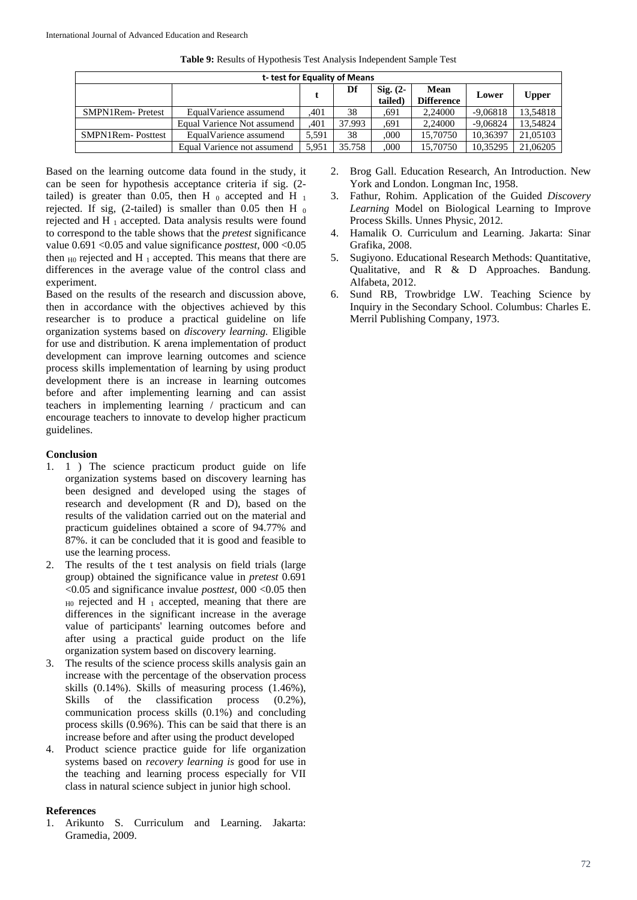**Table 9:** Results of Hypothesis Test Analysis Independent Sample Test

| t- test for Equality of Means | | | | | | | |
|---|---|---|---|---|---|---|---|
| | | t | Df | Sig. (2-tailed) | Mean Difference | Lower | Upper |
| SMPN1Rem- Pretest | EqualVarience assumend | ,401 | 38 | ,691 | 2,24000 | -9,06818 | 13,54818 |
| | Equal Varience Not assumend | ,401 | 37.993 | ,691 | 2,24000 | -9,06824 | 13,54824 |
| SMPN1Rem- Posttest | EqualVarience assumend | 5,591 | 38 | ,000 | 15,70750 | 10,36397 | 21,05103 |
| | Equal Varience not assumend | 5,951 | 35.758 | ,000 | 15,70750 | 10,35295 | 21,06205 |

Based on the learning outcome data found in the study, it can be seen for hypothesis acceptance criteria if sig. (2-tailed) is greater than 0.05, then $H_0$ accepted and $H_1$ rejected. If sig, (2-tailed) is smaller than 0.05 then $H_0$ rejected and $H_1$ accepted. Data analysis results were found to correspond to the table shows that the *pretest* significance value 0.691 <0.05 and value significance *posttest*, 000 <0.05 then $_{H0}$ rejected and $H_1$ accepted. This means that there are differences in the average value of the control class and experiment.

Based on the results of the research and discussion above, then in accordance with the objectives achieved by this researcher is to produce a practical guideline on life organization systems based on *discovery learning.* Eligible for use and distribution. K arena implementation of product development can improve learning outcomes and science process skills implementation of learning by using product development there is an increase in learning outcomes before and after implementing learning and can assist teachers in implementing learning / practicum and can encourage teachers to innovate to develop higher practicum guidelines.

### Conclusion

1. 1 ) The science practicum product guide on life organization systems based on discovery learning has been designed and developed using the stages of research and development (R and D), based on the results of the validation carried out on the material and practicum guidelines obtained a score of 94.77% and 87%. it can be concluded that it is good and feasible to use the learning process.
2. The results of the t test analysis on field trials (large group) obtained the significance value in *pretest* 0.691 <0.05 and significance invalue *posttest,* 000 <0.05 then $_{H0}$ rejected and $H_1$ accepted, meaning that there are differences in the significant increase in the average value of participants' learning outcomes before and after using a practical guide product on the life organization system based on discovery learning.
3. The results of the science process skills analysis gain an increase with the percentage of the observation process skills (0.14%). Skills of measuring process (1.46%), Skills of the classification process (0.2%), communication process skills (0.1%) and concluding process skills (0.96%). This can be said that there is an increase before and after using the product developed
4. Product science practice guide for life organization systems based on *recovery learning is* good for use in the teaching and learning process especially for VII class in natural science subject in junior high school.

### References

1. Arikunto S. Curriculum and Learning. Jakarta: Gramedia, 2009.
2. Brog Gall. Education Research, An Introduction. New York and London. Longman Inc, 1958.
3. Fathur, Rohim. Application of the Guided *Discovery Learning* Model on Biological Learning to Improve Process Skills. Unnes Physic, 2012.
4. Hamalik O. Curriculum and Learning. Jakarta: Sinar Grafika, 2008.
5. Sugiyono. Educational Research Methods: Quantitative, Qualitative, and R & D Approaches. Bandung. Alfabeta, 2012.
6. Sund RB, Trowbridge LW. Teaching Science by Inquiry in the Secondary School. Columbus: Charles E. Merril Publishing Company, 1973.